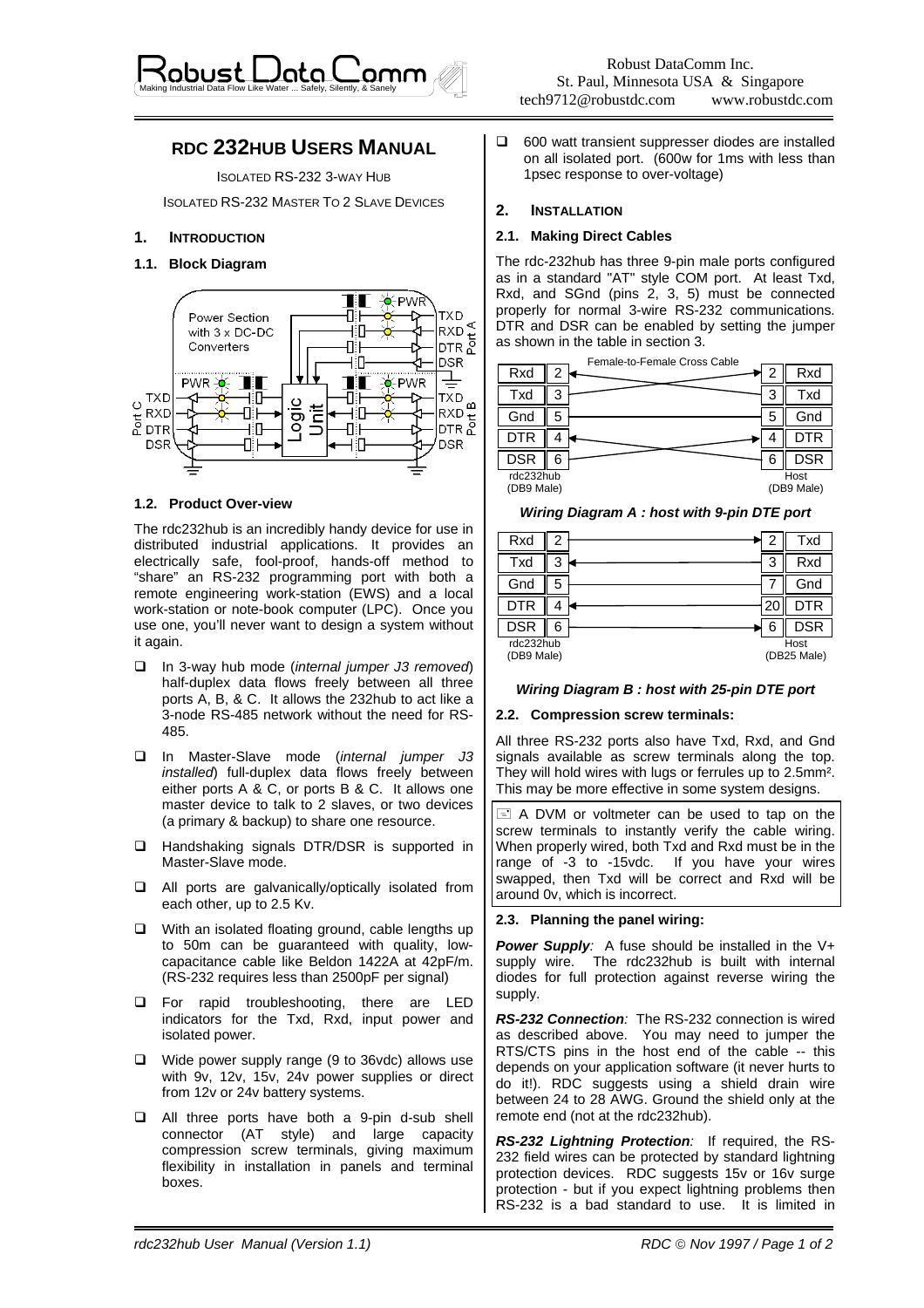Robust DataComm Inc.
St. Paul, Minnesota USA & Singapore
tech9712@robustdc.com www.robustdc.com

# RDC 232HUB USERS MANUAL

ISOLATED RS-232 3-WAY HUB

ISOLATED RS-232 MASTER TO 2 SLAVE DEVICES

## 1. INTRODUCTION

### 1.1. Block Diagram

### 1.2. Product Over-view

The rdc232hub is an incredibly handy device for use in distributed industrial applications. It provides an electrically safe, fool-proof, hands-off method to "share" an RS-232 programming port with both a remote engineering work-station (EWS) and a local work-station or note-book computer (LPC). Once you use one, you'll never want to design a system without it again.

- In 3-way hub mode (*internal jumper J3 removed*) half-duplex data flows freely between all three ports A, B, & C. It allows the 232hub to act like a 3-node RS-485 network without the need for RS-485.
- In Master-Slave mode (*internal jumper J3 installed*) full-duplex data flows freely between either ports A & C, or ports B & C. It allows one master device to talk to 2 slaves, or two devices (a primary & backup) to share one resource.
- Handshaking signals DTR/DSR is supported in Master-Slave mode.
- All ports are galvanically/optically isolated from each other, up to 2.5 Kv.
- With an isolated floating ground, cable lengths up to 50m can be guaranteed with quality, low-capacitance cable like Beldon 1422A at 42pF/m. (RS-232 requires less than 2500pF per signal)
- For rapid troubleshooting, there are LED indicators for the Txd, Rxd, input power and isolated power.
- Wide power supply range (9 to 36vdc) allows use with 9v, 12v, 15v, 24v power supplies or direct from 12v or 24v battery systems.
- All three ports have both a 9-pin d-sub shell connector (AT style) and large capacity compression screw terminals, giving maximum flexibility in installation in panels and terminal boxes.
- 600 watt transient suppresser diodes are installed on all isolated port. (600w for 1ms with less than 1psec response to over-voltage)

## 2. INSTALLATION

### 2.1. Making Direct Cables

The rdc-232hub has three 9-pin male ports configured as in a standard "AT" style COM port. At least Txd, Rxd, and SGnd (pins 2, 3, 5) must be connected properly for normal 3-wire RS-232 communications. DTR and DSR can be enabled by setting the jumper as shown in the table in section 3.

Female-to-Female Cross Cable

| rdc232hub (DB9 Male) | Pin | | Pin | Host (DB9 Male) |
|---|---|---|---|---|
| Rxd | 2 | ↔ | 3 | Txd |
| Txd | 3 | ↔ | 2 | Rxd |
| Gnd | 5 | ↔ | 5 | Gnd |
| DTR | 4 | ↔ | 6 | DSR |
| DSR | 6 | ↔ | 4 | DTR |

***Wiring Diagram A : host with 9-pin DTE port***

| rdc232hub (DB9 Male) | Pin | | Pin | Host (DB25 Male) |
|---|---|---|---|---|
| Rxd | 2 | ↔ | 2 | Txd |
| Txd | 3 | ↔ | 3 | Rxd |
| Gnd | 5 | ↔ | 7 | Gnd |
| DTR | 4 | ↔ | 20 | DTR |
| DSR | 6 | ↔ | 6 | DSR |

***Wiring Diagram B : host with 25-pin DTE port***

### 2.2. Compression screw terminals:

All three RS-232 ports also have Txd, Rxd, and Gnd signals available as screw terminals along the top. They will hold wires with lugs or ferrules up to 2.5mm². This may be more effective in some system designs.

A DVM or voltmeter can be used to tap on the screw terminals to instantly verify the cable wiring. When properly wired, both Txd and Rxd must be in the range of -3 to -15vdc. If you have your wires swapped, then Txd will be correct and Rxd will be around 0v, which is incorrect.

### 2.3. Planning the panel wiring:

***Power Supply****:* A fuse should be installed in the V+ supply wire. The rdc232hub is built with internal diodes for full protection against reverse wiring the supply.

***RS-232 Connection****:* The RS-232 connection is wired as described above. You may need to jumper the RTS/CTS pins in the host end of the cable -- this depends on your application software (it never hurts to do it!). RDC suggests using a shield drain wire between 24 to 28 AWG. Ground the shield only at the remote end (not at the rdc232hub).

***RS-232 Lightning Protection****:* If required, the RS-232 field wires can be protected by standard lightning protection devices. RDC suggests 15v or 16v surge protection - but if you expect lightning problems then RS-232 is a bad standard to use. It is limited in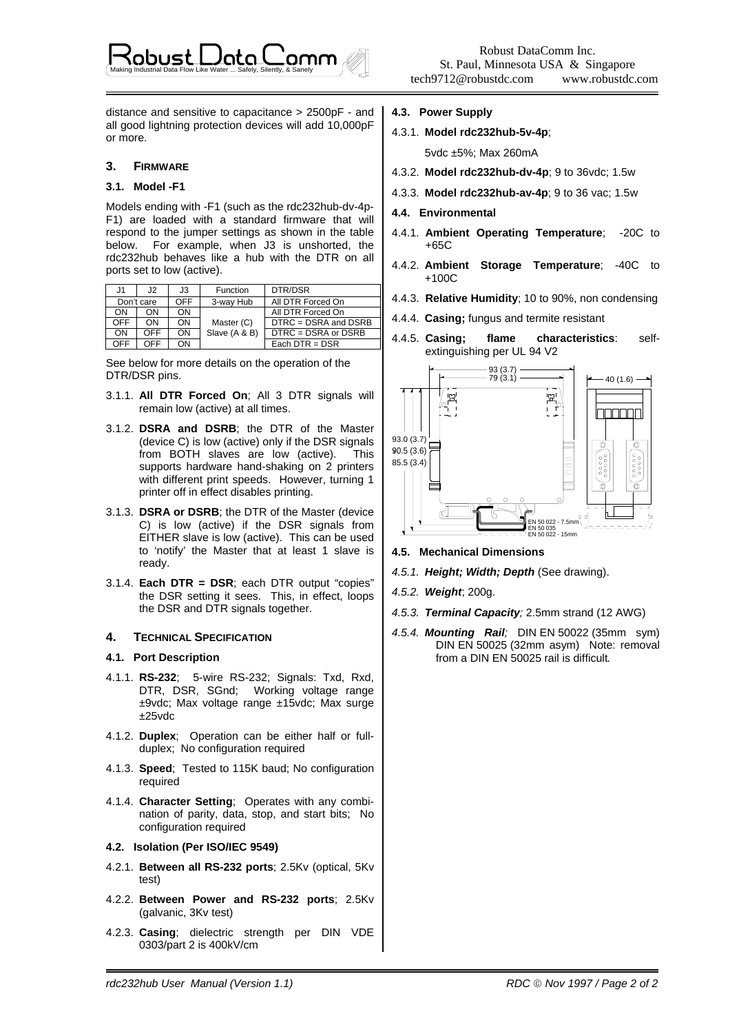distance and sensitive to capacitance > 2500pF - and all good lightning protection devices will add 10,000pF or more.

## 3. FIRMWARE

### 3.1. Model -F1

Models ending with -F1 (such as the rdc232hub-dv-4p-F1) are loaded with a standard firmware that will respond to the jumper settings as shown in the table below. For example, when J3 is unshorted, the rdc232hub behaves like a hub with the DTR on all ports set to low (active).

| J1 | J2 | J3 | Function | DTR/DSR |
|---|---|---|---|---|
| Don't care | | OFF | 3-way Hub | All DTR Forced On |
| ON | ON | ON | Master (C) Slave (A & B) | All DTR Forced On |
| OFF | ON | ON | | DTRC = DSRA and DSRB |
| ON | OFF | ON | | DTRC = DSRA or DSRB |
| OFF | OFF | ON | | Each DTR = DSR |

See below for more details on the operation of the DTR/DSR pins.

3.1.1. **All DTR Forced On**; All 3 DTR signals will remain low (active) at all times.

3.1.2. **DSRA and DSRB**; the DTR of the Master (device C) is low (active) only if the DSR signals from BOTH slaves are low (active). This supports hardware hand-shaking on 2 printers with different print speeds. However, turning 1 printer off in effect disables printing.

3.1.3. **DSRA or DSRB**; the DTR of the Master (device C) is low (active) if the DSR signals from EITHER slave is low (active). This can be used to 'notify' the Master that at least 1 slave is ready.

3.1.4. **Each DTR = DSR**; each DTR output "copies" the DSR setting it sees. This, in effect, loops the DSR and DTR signals together.

## 4. TECHNICAL SPECIFICATION

### 4.1. Port Description

4.1.1. **RS-232**; 5-wire RS-232; Signals: Txd, Rxd, DTR, DSR, SGnd; Working voltage range ±9vdc; Max voltage range ±15vdc; Max surge ±25vdc

4.1.2. **Duplex**; Operation can be either half or full-duplex; No configuration required

4.1.3. **Speed**; Tested to 115K baud; No configuration required

4.1.4. **Character Setting**; Operates with any combination of parity, data, stop, and start bits; No configuration required

### 4.2. Isolation (Per ISO/IEC 9549)

4.2.1. **Between all RS-232 ports**; 2.5Kv (optical, 5Kv test)

4.2.2. **Between Power and RS-232 ports**; 2.5Kv (galvanic, 3Kv test)

4.2.3. **Casing**; dielectric strength per DIN VDE 0303/part 2 is 400kV/cm

### 4.3. Power Supply

4.3.1. **Model rdc232hub-5v-4p**;

5vdc ±5%; Max 260mA

4.3.2. **Model rdc232hub-dv-4p**; 9 to 36vdc; 1.5w

4.3.3. **Model rdc232hub-av-4p**; 9 to 36 vac; 1.5w

### 4.4. Environmental

4.4.1. **Ambient Operating Temperature**; -20C to +65C

4.4.2. **Ambient Storage Temperature**; -40C to +100C

4.4.3. **Relative Humidity**; 10 to 90%, non condensing

4.4.4. **Casing;** fungus and termite resistant

4.4.5. **Casing; flame characteristics**: self-extinguishing per UL 94 V2

93 (3.7)
79 (3.1)
40 (1.6)
93.0 (3.7)
90.5 (3.6)
85.5 (3.4)
EN 50 022 - 7.5mm
EN 50 035
EN 50 022 - 15mm

### 4.5. Mechanical Dimensions

*4.5.1.* ***Height; Width; Depth*** *(See drawing).*

*4.5.2.* ***Weight***; 200g.

*4.5.3.* ***Terminal Capacity****;* 2.5mm strand (12 AWG)

*4.5.4.* ***Mounting Rail****;* DIN EN 50022 (35mm sym) DIN EN 50025 (32mm asym) Note: removal from a DIN EN 50025 rail is difficult*.*